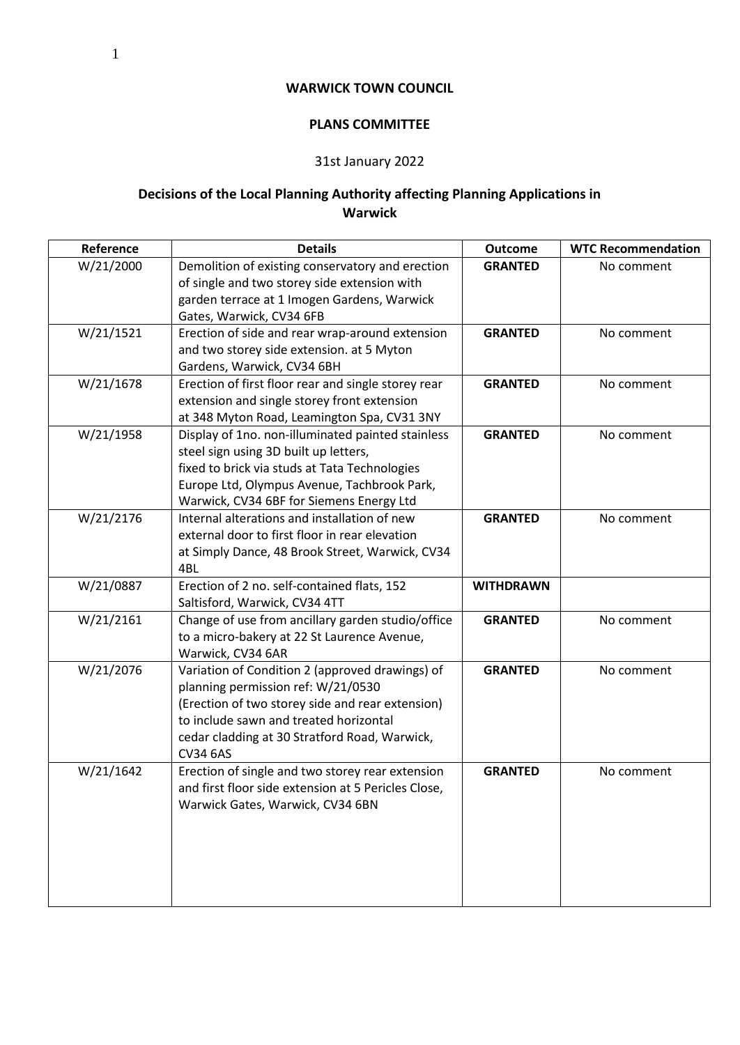**WARWICK TOWN COUNCIL**

**PLANS COMMITTEE**

31st January 2022

**Decisions of the Local Planning Authority affecting Planning Applications in Warwick**

| Reference | Details | Outcome | WTC Recommendation |
|---|---|---|---|
| W/21/2000 | Demolition of existing conservatory and erection of single and two storey side extension with garden terrace at 1 Imogen Gardens, Warwick Gates, Warwick, CV34 6FB | **GRANTED** | No comment |
| W/21/1521 | Erection of side and rear wrap-around extension and two storey side extension. at 5 Myton Gardens, Warwick, CV34 6BH | **GRANTED** | No comment |
| W/21/1678 | Erection of first floor rear and single storey rear extension and single storey front extension at 348 Myton Road, Leamington Spa, CV31 3NY | **GRANTED** | No comment |
| W/21/1958 | Display of 1no. non-illuminated painted stainless steel sign using 3D built up letters, fixed to brick via studs at Tata Technologies Europe Ltd, Olympus Avenue, Tachbrook Park, Warwick, CV34 6BF for Siemens Energy Ltd | **GRANTED** | No comment |
| W/21/2176 | Internal alterations and installation of new external door to first floor in rear elevation at Simply Dance, 48 Brook Street, Warwick, CV34 4BL | **GRANTED** | No comment |
| W/21/0887 | Erection of 2 no. self-contained flats, 152 Saltisford, Warwick, CV34 4TT | **WITHDRAWN** | |
| W/21/2161 | Change of use from ancillary garden studio/office to a micro-bakery at 22 St Laurence Avenue, Warwick, CV34 6AR | **GRANTED** | No comment |
| W/21/2076 | Variation of Condition 2 (approved drawings) of planning permission ref: W/21/0530 (Erection of two storey side and rear extension) to include sawn and treated horizontal cedar cladding at 30 Stratford Road, Warwick, CV34 6AS | **GRANTED** | No comment |
| W/21/1642 | Erection of single and two storey rear extension and first floor side extension at 5 Pericles Close, Warwick Gates, Warwick, CV34 6BN | **GRANTED** | No comment |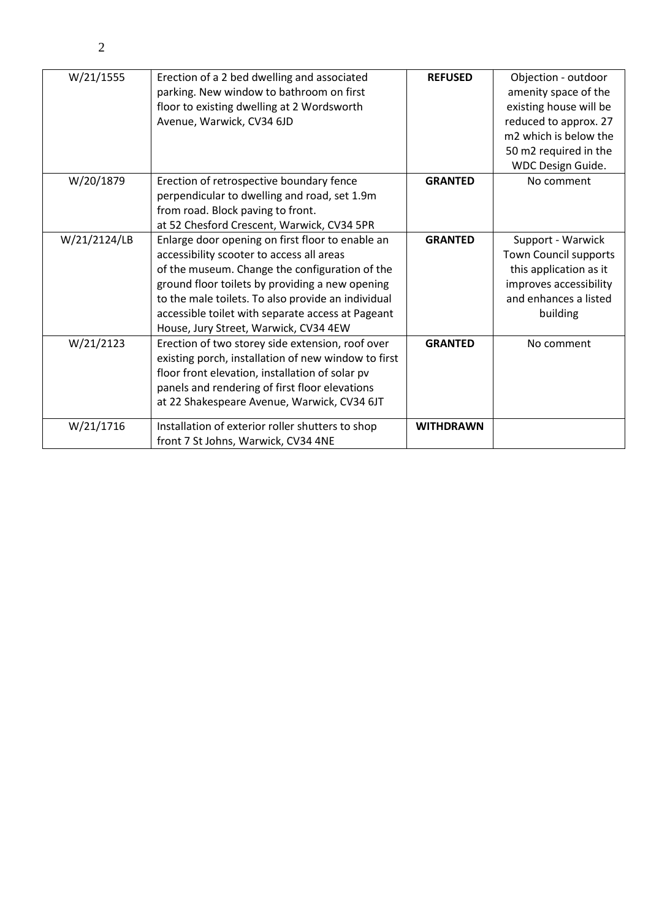| | | | |
|---|---|---|---|
| W/21/1555 | Erection of a 2 bed dwelling and associated parking. New window to bathroom on first floor to existing dwelling at 2 Wordsworth Avenue, Warwick, CV34 6JD | **REFUSED** | Objection - outdoor amenity space of the existing house will be reduced to approx. 27 m2 which is below the 50 m2 required in the WDC Design Guide. |
| W/20/1879 | Erection of retrospective boundary fence perpendicular to dwelling and road, set 1.9m from road. Block paving to front. at 52 Chesford Crescent, Warwick, CV34 5PR | **GRANTED** | No comment |
| W/21/2124/LB | Enlarge door opening on first floor to enable an accessibility scooter to access all areas of the museum. Change the configuration of the ground floor toilets by providing a new opening to the male toilets. To also provide an individual accessible toilet with separate access at Pageant House, Jury Street, Warwick, CV34 4EW | **GRANTED** | Support - Warwick Town Council supports this application as it improves accessibility and enhances a listed building |
| W/21/2123 | Erection of two storey side extension, roof over existing porch, installation of new window to first floor front elevation, installation of solar pv panels and rendering of first floor elevations at 22 Shakespeare Avenue, Warwick, CV34 6JT | **GRANTED** | No comment |
| W/21/1716 | Installation of exterior roller shutters to shop front 7 St Johns, Warwick, CV34 4NE | **WITHDRAWN** | |